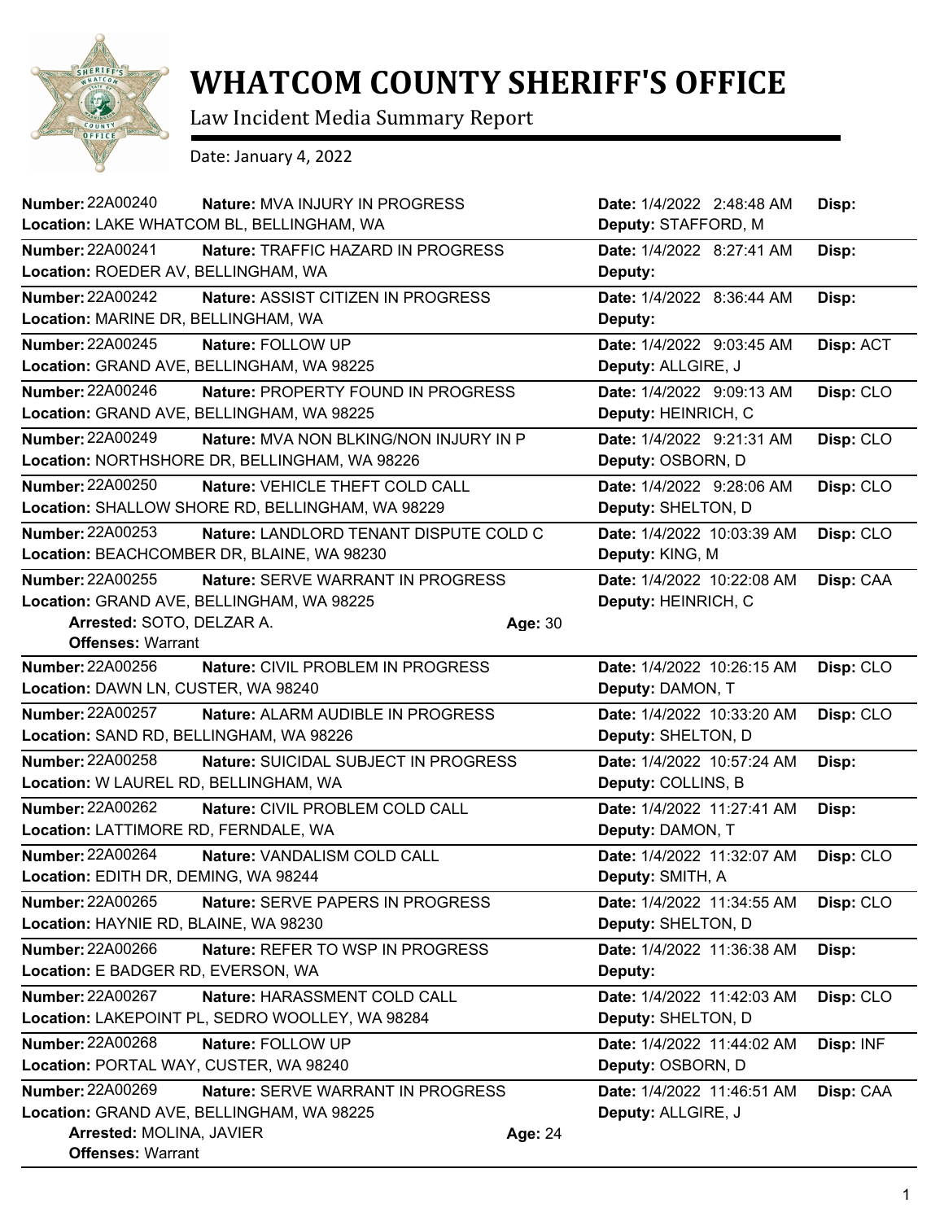# WHATCOM COUNTY SHERIFF'S OFFICE

Law Incident Media Summary Report

Date: January 4, 2022

---

**Number:** 22A00240 **Nature:** MVA INJURY IN PROGRESS **Date:** 1/4/2022 2:48:48 AM **Disp:**
**Location:** LAKE WHATCOM BL, BELLINGHAM, WA **Deputy:** STAFFORD, M

---

**Number:** 22A00241 **Nature:** TRAFFIC HAZARD IN PROGRESS **Date:** 1/4/2022 8:27:41 AM **Disp:**
**Location:** ROEDER AV, BELLINGHAM, WA **Deputy:**

---

**Number:** 22A00242 **Nature:** ASSIST CITIZEN IN PROGRESS **Date:** 1/4/2022 8:36:44 AM **Disp:**
**Location:** MARINE DR, BELLINGHAM, WA **Deputy:**

---

**Number:** 22A00245 **Nature:** FOLLOW UP **Date:** 1/4/2022 9:03:45 AM **Disp:** ACT
**Location:** GRAND AVE, BELLINGHAM, WA 98225 **Deputy:** ALLGIRE, J

---

**Number:** 22A00246 **Nature:** PROPERTY FOUND IN PROGRESS **Date:** 1/4/2022 9:09:13 AM **Disp:** CLO
**Location:** GRAND AVE, BELLINGHAM, WA 98225 **Deputy:** HEINRICH, C

---

**Number:** 22A00249 **Nature:** MVA NON BLKING/NON INJURY IN P **Date:** 1/4/2022 9:21:31 AM **Disp:** CLO
**Location:** NORTHSHORE DR, BELLINGHAM, WA 98226 **Deputy:** OSBORN, D

---

**Number:** 22A00250 **Nature:** VEHICLE THEFT COLD CALL **Date:** 1/4/2022 9:28:06 AM **Disp:** CLO
**Location:** SHALLOW SHORE RD, BELLINGHAM, WA 98229 **Deputy:** SHELTON, D

---

**Number:** 22A00253 **Nature:** LANDLORD TENANT DISPUTE COLD C **Date:** 1/4/2022 10:03:39 AM **Disp:** CLO
**Location:** BEACHCOMBER DR, BLAINE, WA 98230 **Deputy:** KING, M

---

**Number:** 22A00255 **Nature:** SERVE WARRANT IN PROGRESS **Date:** 1/4/2022 10:22:08 AM **Disp:** CAA
**Location:** GRAND AVE, BELLINGHAM, WA 98225 **Deputy:** HEINRICH, C
**Arrested:** SOTO, DELZAR A. **Age:** 30
**Offenses:** Warrant

---

**Number:** 22A00256 **Nature:** CIVIL PROBLEM IN PROGRESS **Date:** 1/4/2022 10:26:15 AM **Disp:** CLO
**Location:** DAWN LN, CUSTER, WA 98240 **Deputy:** DAMON, T

---

**Number:** 22A00257 **Nature:** ALARM AUDIBLE IN PROGRESS **Date:** 1/4/2022 10:33:20 AM **Disp:** CLO
**Location:** SAND RD, BELLINGHAM, WA 98226 **Deputy:** SHELTON, D

---

**Number:** 22A00258 **Nature:** SUICIDAL SUBJECT IN PROGRESS **Date:** 1/4/2022 10:57:24 AM **Disp:**
**Location:** W LAUREL RD, BELLINGHAM, WA **Deputy:** COLLINS, B

---

**Number:** 22A00262 **Nature:** CIVIL PROBLEM COLD CALL **Date:** 1/4/2022 11:27:41 AM **Disp:**
**Location:** LATTIMORE RD, FERNDALE, WA **Deputy:** DAMON, T

---

**Number:** 22A00264 **Nature:** VANDALISM COLD CALL **Date:** 1/4/2022 11:32:07 AM **Disp:** CLO
**Location:** EDITH DR, DEMING, WA 98244 **Deputy:** SMITH, A

---

**Number:** 22A00265 **Nature:** SERVE PAPERS IN PROGRESS **Date:** 1/4/2022 11:34:55 AM **Disp:** CLO
**Location:** HAYNIE RD, BLAINE, WA 98230 **Deputy:** SHELTON, D

---

**Number:** 22A00266 **Nature:** REFER TO WSP IN PROGRESS **Date:** 1/4/2022 11:36:38 AM **Disp:**
**Location:** E BADGER RD, EVERSON, WA **Deputy:**

---

**Number:** 22A00267 **Nature:** HARASSMENT COLD CALL **Date:** 1/4/2022 11:42:03 AM **Disp:** CLO
**Location:** LAKEPOINT PL, SEDRO WOOLLEY, WA 98284 **Deputy:** SHELTON, D

---

**Number:** 22A00268 **Nature:** FOLLOW UP **Date:** 1/4/2022 11:44:02 AM **Disp:** INF
**Location:** PORTAL WAY, CUSTER, WA 98240 **Deputy:** OSBORN, D

---

**Number:** 22A00269 **Nature:** SERVE WARRANT IN PROGRESS **Date:** 1/4/2022 11:46:51 AM **Disp:** CAA
**Location:** GRAND AVE, BELLINGHAM, WA 98225 **Deputy:** ALLGIRE, J
**Arrested:** MOLINA, JAVIER **Age:** 24
**Offenses:** Warrant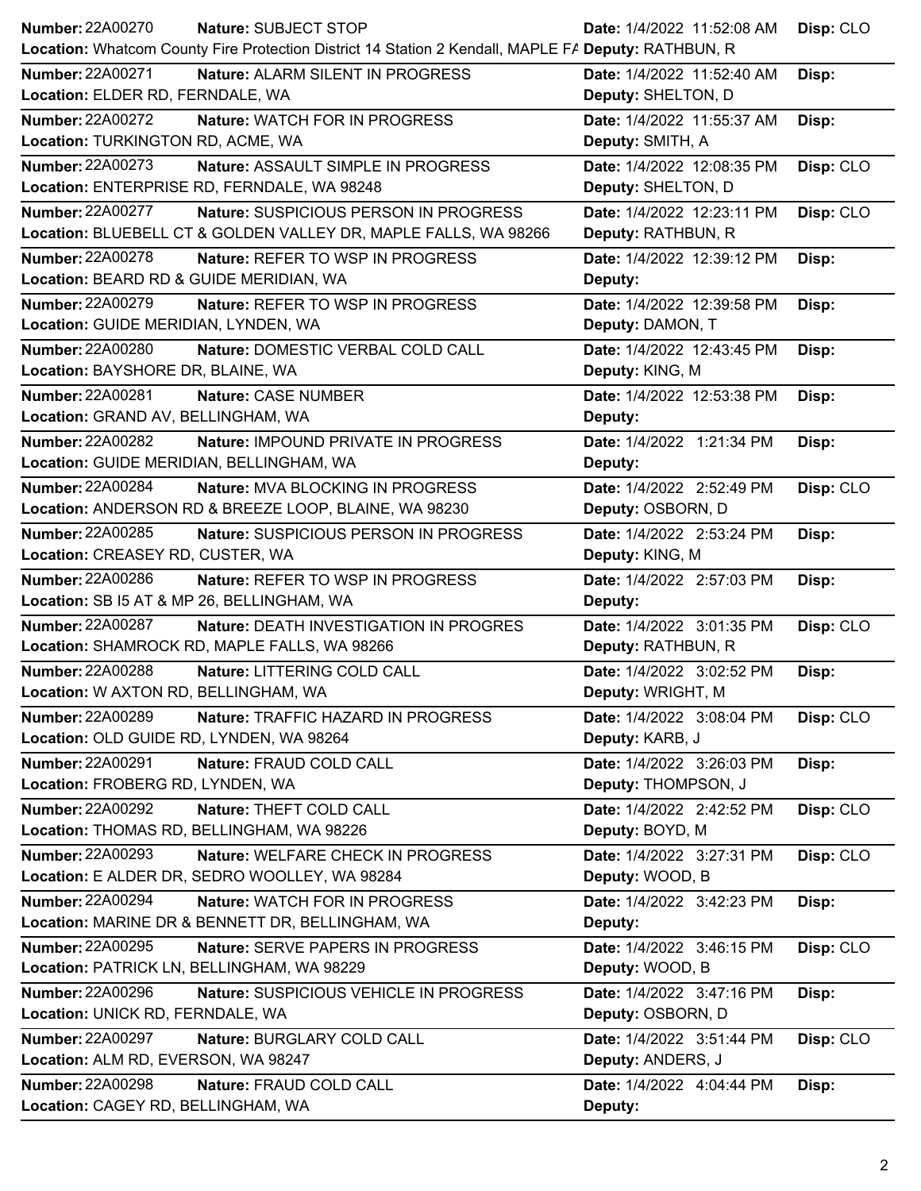| Number | Nature | Date | Disp | Location | Deputy |
|---|---|---|---|---|---|
| 22A00270 | SUBJECT STOP | 1/4/2022 11:52:08 AM | CLO | Whatcom County Fire Protection District 14 Station 2 Kendall, MAPLE FA | RATHBUN, R |
| 22A00271 | ALARM SILENT IN PROGRESS | 1/4/2022 11:52:40 AM | | ELDER RD, FERNDALE, WA | SHELTON, D |
| 22A00272 | WATCH FOR IN PROGRESS | 1/4/2022 11:55:37 AM | | TURKINGTON RD, ACME, WA | SMITH, A |
| 22A00273 | ASSAULT SIMPLE IN PROGRESS | 1/4/2022 12:08:35 PM | CLO | ENTERPRISE RD, FERNDALE, WA 98248 | SHELTON, D |
| 22A00277 | SUSPICIOUS PERSON IN PROGRESS | 1/4/2022 12:23:11 PM | CLO | BLUEBELL CT & GOLDEN VALLEY DR, MAPLE FALLS, WA 98266 | RATHBUN, R |
| 22A00278 | REFER TO WSP IN PROGRESS | 1/4/2022 12:39:12 PM | | BEARD RD & GUIDE MERIDIAN, WA | |
| 22A00279 | REFER TO WSP IN PROGRESS | 1/4/2022 12:39:58 PM | | GUIDE MERIDIAN, LYNDEN, WA | DAMON, T |
| 22A00280 | DOMESTIC VERBAL COLD CALL | 1/4/2022 12:43:45 PM | | BAYSHORE DR, BLAINE, WA | KING, M |
| 22A00281 | CASE NUMBER | 1/4/2022 12:53:38 PM | | GRAND AV, BELLINGHAM, WA | |
| 22A00282 | IMPOUND PRIVATE IN PROGRESS | 1/4/2022 1:21:34 PM | | GUIDE MERIDIAN, BELLINGHAM, WA | |
| 22A00284 | MVA BLOCKING IN PROGRESS | 1/4/2022 2:52:49 PM | CLO | ANDERSON RD & BREEZE LOOP, BLAINE, WA 98230 | OSBORN, D |
| 22A00285 | SUSPICIOUS PERSON IN PROGRESS | 1/4/2022 2:53:24 PM | | CREASEY RD, CUSTER, WA | KING, M |
| 22A00286 | REFER TO WSP IN PROGRESS | 1/4/2022 2:57:03 PM | | SB I5 AT & MP 26, BELLINGHAM, WA | |
| 22A00287 | DEATH INVESTIGATION IN PROGRES | 1/4/2022 3:01:35 PM | CLO | SHAMROCK RD, MAPLE FALLS, WA 98266 | RATHBUN, R |
| 22A00288 | LITTERING COLD CALL | 1/4/2022 3:02:52 PM | | W AXTON RD, BELLINGHAM, WA | WRIGHT, M |
| 22A00289 | TRAFFIC HAZARD IN PROGRESS | 1/4/2022 3:08:04 PM | CLO | OLD GUIDE RD, LYNDEN, WA 98264 | KARB, J |
| 22A00291 | FRAUD COLD CALL | 1/4/2022 3:26:03 PM | | FROBERG RD, LYNDEN, WA | THOMPSON, J |
| 22A00292 | THEFT COLD CALL | 1/4/2022 2:42:52 PM | CLO | THOMAS RD, BELLINGHAM, WA 98226 | BOYD, M |
| 22A00293 | WELFARE CHECK IN PROGRESS | 1/4/2022 3:27:31 PM | CLO | E ALDER DR, SEDRO WOOLLEY, WA 98284 | WOOD, B |
| 22A00294 | WATCH FOR IN PROGRESS | 1/4/2022 3:42:23 PM | | MARINE DR & BENNETT DR, BELLINGHAM, WA | |
| 22A00295 | SERVE PAPERS IN PROGRESS | 1/4/2022 3:46:15 PM | CLO | PATRICK LN, BELLINGHAM, WA 98229 | WOOD, B |
| 22A00296 | SUSPICIOUS VEHICLE IN PROGRESS | 1/4/2022 3:47:16 PM | | UNICK RD, FERNDALE, WA | OSBORN, D |
| 22A00297 | BURGLARY COLD CALL | 1/4/2022 3:51:44 PM | CLO | ALM RD, EVERSON, WA 98247 | ANDERS, J |
| 22A00298 | FRAUD COLD CALL | 1/4/2022 4:04:44 PM | | CAGEY RD, BELLINGHAM, WA | |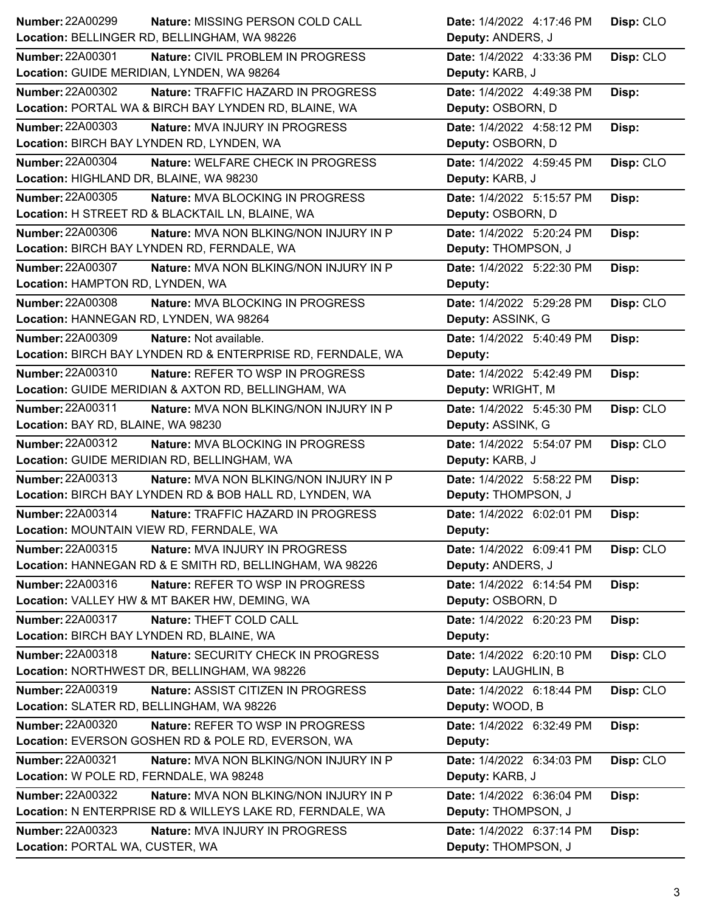| Number | Nature | Date | Disp | Location | Deputy |
|---|---|---|---|---|---|
| 22A00299 | MISSING PERSON COLD CALL | 1/4/2022 4:17:46 PM | CLO | BELLINGER RD, BELLINGHAM, WA 98226 | ANDERS, J |
| 22A00301 | CIVIL PROBLEM IN PROGRESS | 1/4/2022 4:33:36 PM | CLO | GUIDE MERIDIAN, LYNDEN, WA 98264 | KARB, J |
| 22A00302 | TRAFFIC HAZARD IN PROGRESS | 1/4/2022 4:49:38 PM | | PORTAL WA & BIRCH BAY LYNDEN RD, BLAINE, WA | OSBORN, D |
| 22A00303 | MVA INJURY IN PROGRESS | 1/4/2022 4:58:12 PM | | BIRCH BAY LYNDEN RD, LYNDEN, WA | OSBORN, D |
| 22A00304 | WELFARE CHECK IN PROGRESS | 1/4/2022 4:59:45 PM | CLO | HIGHLAND DR, BLAINE, WA 98230 | KARB, J |
| 22A00305 | MVA BLOCKING IN PROGRESS | 1/4/2022 5:15:57 PM | | H STREET RD & BLACKTAIL LN, BLAINE, WA | OSBORN, D |
| 22A00306 | MVA NON BLKING/NON INJURY IN P | 1/4/2022 5:20:24 PM | | BIRCH BAY LYNDEN RD, FERNDALE, WA | THOMPSON, J |
| 22A00307 | MVA NON BLKING/NON INJURY IN P | 1/4/2022 5:22:30 PM | | HAMPTON RD, LYNDEN, WA | |
| 22A00308 | MVA BLOCKING IN PROGRESS | 1/4/2022 5:29:28 PM | CLO | HANNEGAN RD, LYNDEN, WA 98264 | ASSINK, G |
| 22A00309 | Not available. | 1/4/2022 5:40:49 PM | | BIRCH BAY LYNDEN RD & ENTERPRISE RD, FERNDALE, WA | |
| 22A00310 | REFER TO WSP IN PROGRESS | 1/4/2022 5:42:49 PM | | GUIDE MERIDIAN & AXTON RD, BELLINGHAM, WA | WRIGHT, M |
| 22A00311 | MVA NON BLKING/NON INJURY IN P | 1/4/2022 5:45:30 PM | CLO | BAY RD, BLAINE, WA 98230 | ASSINK, G |
| 22A00312 | MVA BLOCKING IN PROGRESS | 1/4/2022 5:54:07 PM | CLO | GUIDE MERIDIAN RD, BELLINGHAM, WA | KARB, J |
| 22A00313 | MVA NON BLKING/NON INJURY IN P | 1/4/2022 5:58:22 PM | | BIRCH BAY LYNDEN RD & BOB HALL RD, LYNDEN, WA | THOMPSON, J |
| 22A00314 | TRAFFIC HAZARD IN PROGRESS | 1/4/2022 6:02:01 PM | | MOUNTAIN VIEW RD, FERNDALE, WA | |
| 22A00315 | MVA INJURY IN PROGRESS | 1/4/2022 6:09:41 PM | CLO | HANNEGAN RD & E SMITH RD, BELLINGHAM, WA 98226 | ANDERS, J |
| 22A00316 | REFER TO WSP IN PROGRESS | 1/4/2022 6:14:54 PM | | VALLEY HW & MT BAKER HW, DEMING, WA | OSBORN, D |
| 22A00317 | THEFT COLD CALL | 1/4/2022 6:20:23 PM | | BIRCH BAY LYNDEN RD, BLAINE, WA | |
| 22A00318 | SECURITY CHECK IN PROGRESS | 1/4/2022 6:20:10 PM | CLO | NORTHWEST DR, BELLINGHAM, WA 98226 | LAUGHLIN, B |
| 22A00319 | ASSIST CITIZEN IN PROGRESS | 1/4/2022 6:18:44 PM | CLO | SLATER RD, BELLINGHAM, WA 98226 | WOOD, B |
| 22A00320 | REFER TO WSP IN PROGRESS | 1/4/2022 6:32:49 PM | | EVERSON GOSHEN RD & POLE RD, EVERSON, WA | |
| 22A00321 | MVA NON BLKING/NON INJURY IN P | 1/4/2022 6:34:03 PM | CLO | W POLE RD, FERNDALE, WA 98248 | KARB, J |
| 22A00322 | MVA NON BLKING/NON INJURY IN P | 1/4/2022 6:36:04 PM | | N ENTERPRISE RD & WILLEYS LAKE RD, FERNDALE, WA | THOMPSON, J |
| 22A00323 | MVA INJURY IN PROGRESS | 1/4/2022 6:37:14 PM | | PORTAL WA, CUSTER, WA | THOMPSON, J |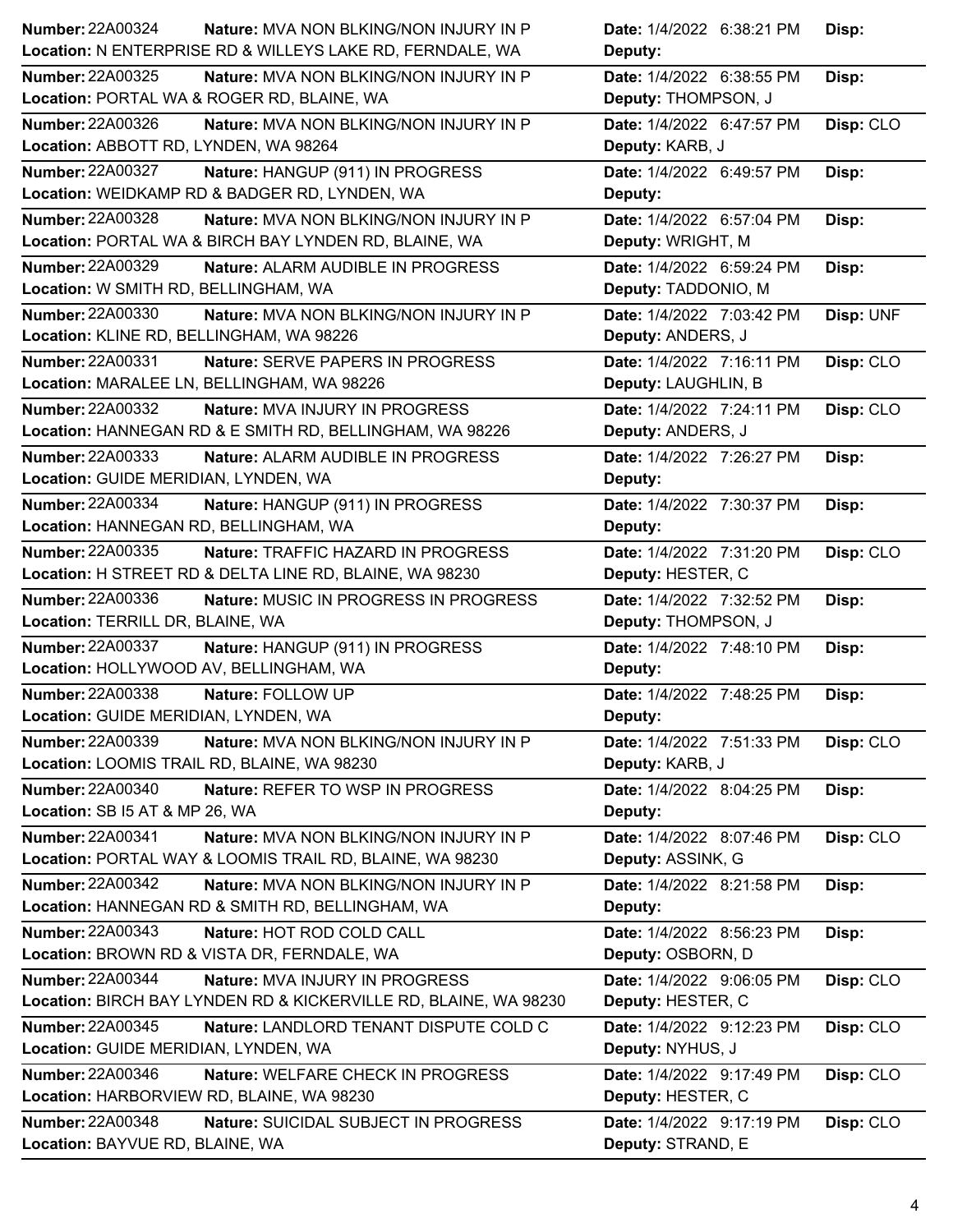| Number | Nature | Location | Date | Deputy | Disp |
| --- | --- | --- | --- | --- | --- |
| 22A00324 | MVA NON BLKING/NON INJURY IN P | N ENTERPRISE RD & WILLEYS LAKE RD, FERNDALE, WA | 1/4/2022 6:38:21 PM | | |
| 22A00325 | MVA NON BLKING/NON INJURY IN P | PORTAL WA & ROGER RD, BLAINE, WA | 1/4/2022 6:38:55 PM | THOMPSON, J | |
| 22A00326 | MVA NON BLKING/NON INJURY IN P | ABBOTT RD, LYNDEN, WA 98264 | 1/4/2022 6:47:57 PM | KARB, J | CLO |
| 22A00327 | HANGUP (911) IN PROGRESS | WEIDKAMP RD & BADGER RD, LYNDEN, WA | 1/4/2022 6:49:57 PM | | |
| 22A00328 | MVA NON BLKING/NON INJURY IN P | PORTAL WA & BIRCH BAY LYNDEN RD, BLAINE, WA | 1/4/2022 6:57:04 PM | WRIGHT, M | |
| 22A00329 | ALARM AUDIBLE IN PROGRESS | W SMITH RD, BELLINGHAM, WA | 1/4/2022 6:59:24 PM | TADDONIO, M | |
| 22A00330 | MVA NON BLKING/NON INJURY IN P | KLINE RD, BELLINGHAM, WA 98226 | 1/4/2022 7:03:42 PM | ANDERS, J | UNF |
| 22A00331 | SERVE PAPERS IN PROGRESS | MARALEE LN, BELLINGHAM, WA 98226 | 1/4/2022 7:16:11 PM | LAUGHLIN, B | CLO |
| 22A00332 | MVA INJURY IN PROGRESS | HANNEGAN RD & E SMITH RD, BELLINGHAM, WA 98226 | 1/4/2022 7:24:11 PM | ANDERS, J | CLO |
| 22A00333 | ALARM AUDIBLE IN PROGRESS | GUIDE MERIDIAN, LYNDEN, WA | 1/4/2022 7:26:27 PM | | |
| 22A00334 | HANGUP (911) IN PROGRESS | HANNEGAN RD, BELLINGHAM, WA | 1/4/2022 7:30:37 PM | | |
| 22A00335 | TRAFFIC HAZARD IN PROGRESS | H STREET RD & DELTA LINE RD, BLAINE, WA 98230 | 1/4/2022 7:31:20 PM | HESTER, C | CLO |
| 22A00336 | MUSIC IN PROGRESS IN PROGRESS | TERRILL DR, BLAINE, WA | 1/4/2022 7:32:52 PM | THOMPSON, J | |
| 22A00337 | HANGUP (911) IN PROGRESS | HOLLYWOOD AV, BELLINGHAM, WA | 1/4/2022 7:48:10 PM | | |
| 22A00338 | FOLLOW UP | GUIDE MERIDIAN, LYNDEN, WA | 1/4/2022 7:48:25 PM | | |
| 22A00339 | MVA NON BLKING/NON INJURY IN P | LOOMIS TRAIL RD, BLAINE, WA 98230 | 1/4/2022 7:51:33 PM | KARB, J | CLO |
| 22A00340 | REFER TO WSP IN PROGRESS | SB I5 AT & MP 26, WA | 1/4/2022 8:04:25 PM | | |
| 22A00341 | MVA NON BLKING/NON INJURY IN P | PORTAL WAY & LOOMIS TRAIL RD, BLAINE, WA 98230 | 1/4/2022 8:07:46 PM | ASSINK, G | CLO |
| 22A00342 | MVA NON BLKING/NON INJURY IN P | HANNEGAN RD & SMITH RD, BELLINGHAM, WA | 1/4/2022 8:21:58 PM | | |
| 22A00343 | HOT ROD COLD CALL | BROWN RD & VISTA DR, FERNDALE, WA | 1/4/2022 8:56:23 PM | OSBORN, D | |
| 22A00344 | MVA INJURY IN PROGRESS | BIRCH BAY LYNDEN RD & KICKERVILLE RD, BLAINE, WA 98230 | 1/4/2022 9:06:05 PM | HESTER, C | CLO |
| 22A00345 | LANDLORD TENANT DISPUTE COLD C | GUIDE MERIDIAN, LYNDEN, WA | 1/4/2022 9:12:23 PM | NYHUS, J | CLO |
| 22A00346 | WELFARE CHECK IN PROGRESS | HARBORVIEW RD, BLAINE, WA 98230 | 1/4/2022 9:17:49 PM | HESTER, C | CLO |
| 22A00348 | SUICIDAL SUBJECT IN PROGRESS | BAYVUE RD, BLAINE, WA | 1/4/2022 9:17:19 PM | STRAND, E | CLO |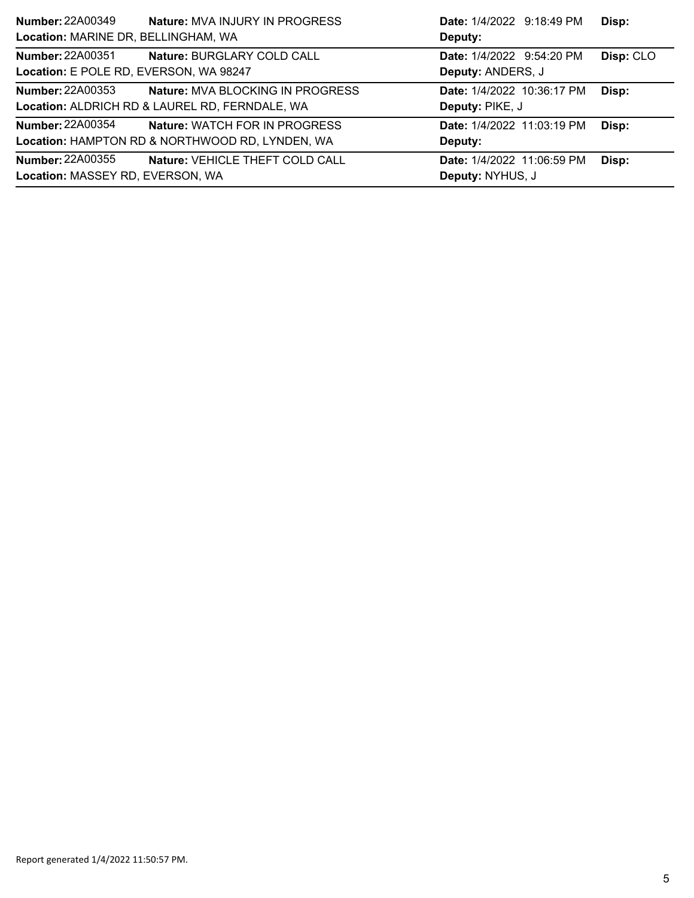**Number:** 22A00349 **Nature:** MVA INJURY IN PROGRESS **Date:** 1/4/2022 9:18:49 PM **Disp:**
**Location:** MARINE DR, BELLINGHAM, WA **Deputy:**

**Number:** 22A00351 **Nature:** BURGLARY COLD CALL **Date:** 1/4/2022 9:54:20 PM **Disp:** CLO
**Location:** E POLE RD, EVERSON, WA 98247 **Deputy:** ANDERS, J

**Number:** 22A00353 **Nature:** MVA BLOCKING IN PROGRESS **Date:** 1/4/2022 10:36:17 PM **Disp:**
**Location:** ALDRICH RD & LAUREL RD, FERNDALE, WA **Deputy:** PIKE, J

**Number:** 22A00354 **Nature:** WATCH FOR IN PROGRESS **Date:** 1/4/2022 11:03:19 PM **Disp:**
**Location:** HAMPTON RD & NORTHWOOD RD, LYNDEN, WA **Deputy:**

**Number:** 22A00355 **Nature:** VEHICLE THEFT COLD CALL **Date:** 1/4/2022 11:06:59 PM **Disp:**
**Location:** MASSEY RD, EVERSON, WA **Deputy:** NYHUS, J

Report generated 1/4/2022 11:50:57 PM.